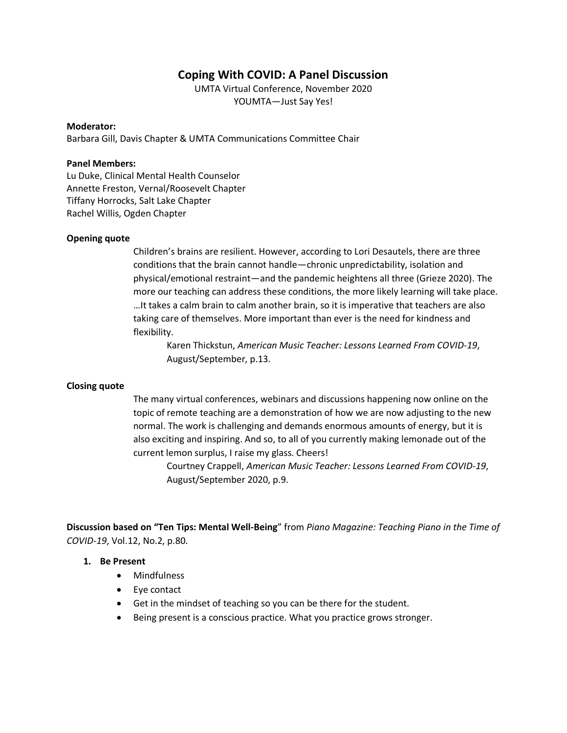# Coping With COVID: A Panel Discussion

UMTA Virtual Conference, November 2020
YOUMTA—Just Say Yes!

**Moderator:**
Barbara Gill, Davis Chapter & UMTA Communications Committee Chair

**Panel Members:**
Lu Duke, Clinical Mental Health Counselor
Annette Freston, Vernal/Roosevelt Chapter
Tiffany Horrocks, Salt Lake Chapter
Rachel Willis, Ogden Chapter

**Opening quote**

> Children's brains are resilient. However, according to Lori Desautels, there are three conditions that the brain cannot handle—chronic unpredictability, isolation and physical/emotional restraint—and the pandemic heightens all three (Grieze 2020). The more our teaching can address these conditions, the more likely learning will take place. …It takes a calm brain to calm another brain, so it is imperative that teachers are also taking care of themselves. More important than ever is the need for kindness and flexibility.
>
> Karen Thickstun, *American Music Teacher: Lessons Learned From COVID-19*, August/September, p.13.

**Closing quote**

> The many virtual conferences, webinars and discussions happening now online on the topic of remote teaching are a demonstration of how we are now adjusting to the new normal. The work is challenging and demands enormous amounts of energy, but it is also exciting and inspiring. And so, to all of you currently making lemonade out of the current lemon surplus, I raise my glass. Cheers!
>
> Courtney Crappell, *American Music Teacher: Lessons Learned From COVID-19*, August/September 2020, p.9.

**Discussion based on "Ten Tips: Mental Well-Being"** from *Piano Magazine: Teaching Piano in the Time of COVID-19*, Vol.12, No.2, p.80.

1. **Be Present**
   - Mindfulness
   - Eye contact
   - Get in the mindset of teaching so you can be there for the student.
   - Being present is a conscious practice. What you practice grows stronger.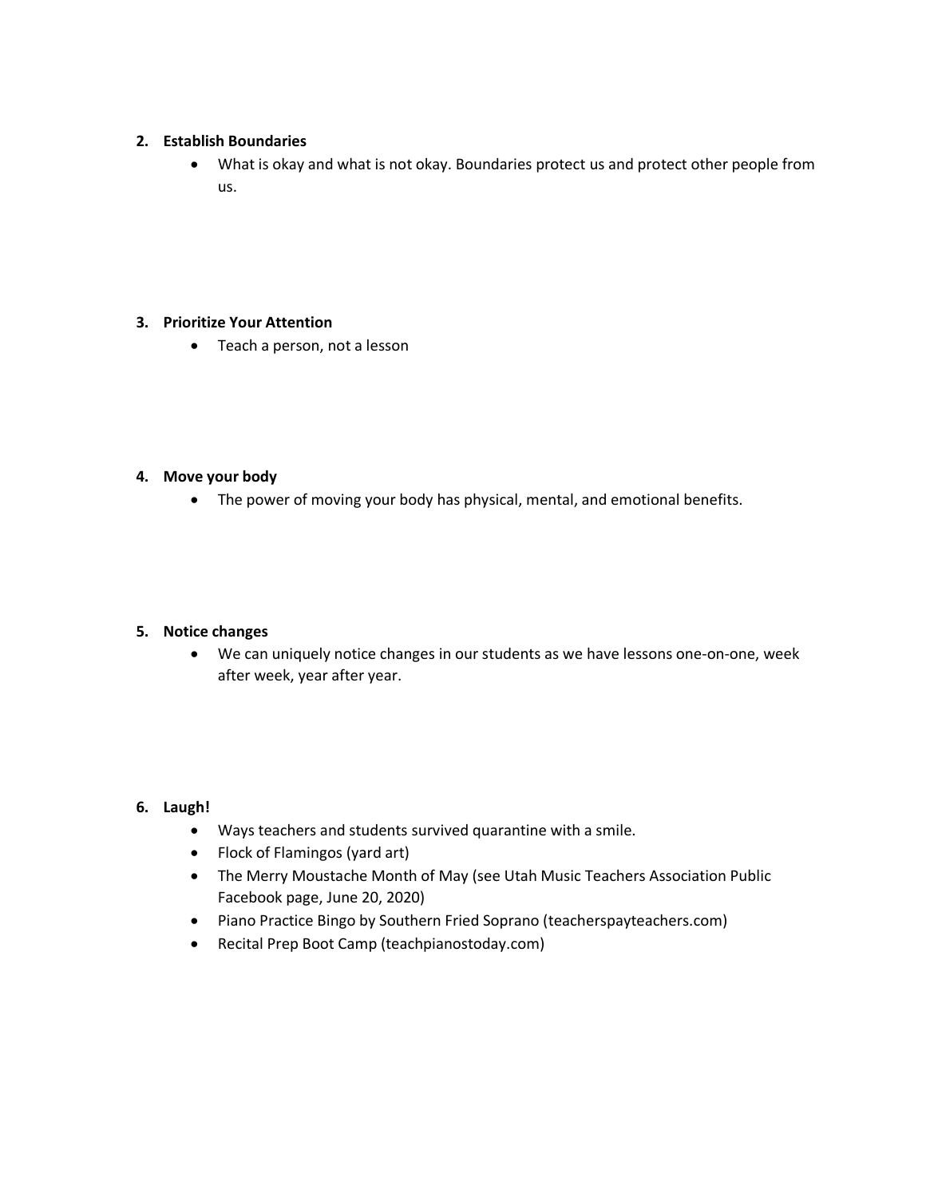2. **Establish Boundaries**
    - What is okay and what is not okay. Boundaries protect us and protect other people from us.

3. **Prioritize Your Attention**
    - Teach a person, not a lesson

4. **Move your body**
    - The power of moving your body has physical, mental, and emotional benefits.

5. **Notice changes**
    - We can uniquely notice changes in our students as we have lessons one-on-one, week after week, year after year.

6. **Laugh!**
    - Ways teachers and students survived quarantine with a smile.
    - Flock of Flamingos (yard art)
    - The Merry Moustache Month of May (see Utah Music Teachers Association Public Facebook page, June 20, 2020)
    - Piano Practice Bingo by Southern Fried Soprano (teacherspayteachers.com)
    - Recital Prep Boot Camp (teachpianostoday.com)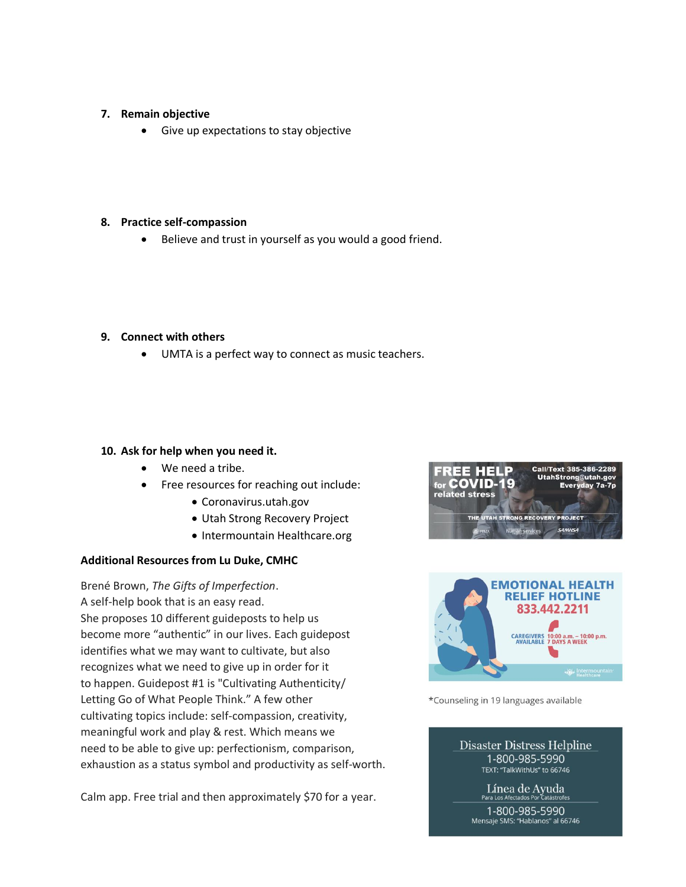7. **Remain objective**
    - Give up expectations to stay objective

8. **Practice self-compassion**
    - Believe and trust in yourself as you would a good friend.

9. **Connect with others**
    - UMTA is a perfect way to connect as music teachers.

10. **Ask for help when you need it.**
    - We need a tribe.
    - Free resources for reaching out include:
        - Coronavirus.utah.gov
        - Utah Strong Recovery Project
        - Intermountain Healthcare.org

**Additional Resources from Lu Duke, CMHC**

Brené Brown, *The Gifts of Imperfection*.
A self-help book that is an easy read.
She proposes 10 different guideposts to help us become more "authentic" in our lives. Each guidepost identifies what we may want to cultivate, but also recognizes what we need to give up in order for it to happen. Guidepost #1 is "Cultivating Authenticity/ Letting Go of What People Think." A few other cultivating topics include: self-compassion, creativity, meaningful work and play & rest. Which means we need to be able to give up: perfectionism, comparison, exhaustion as a status symbol and productivity as self-worth.

Calm app. Free trial and then approximately $70 for a year.

FREE HELP for COVID-19 related stress
Call/Text 385-386-2289
UtahStrong@utah.gov
Everyday 7a-7p
THE UTAH STRONG RECOVERY PROJECT

EMOTIONAL HEALTH RELIEF HOTLINE
833.442.2211
CAREGIVERS AVAILABLE 10:00 a.m. – 10:00 p.m. 7 DAYS A WEEK
Intermountain Healthcare

*Counseling in 19 languages available

Disaster Distress Helpline
1-800-985-5990
TEXT: "TalkWithUs" to 66746

Línea de Ayuda
Para Los Afectados Por Catástrofes
1-800-985-5990
Mensaje SMS: "Hablanos" al 66746